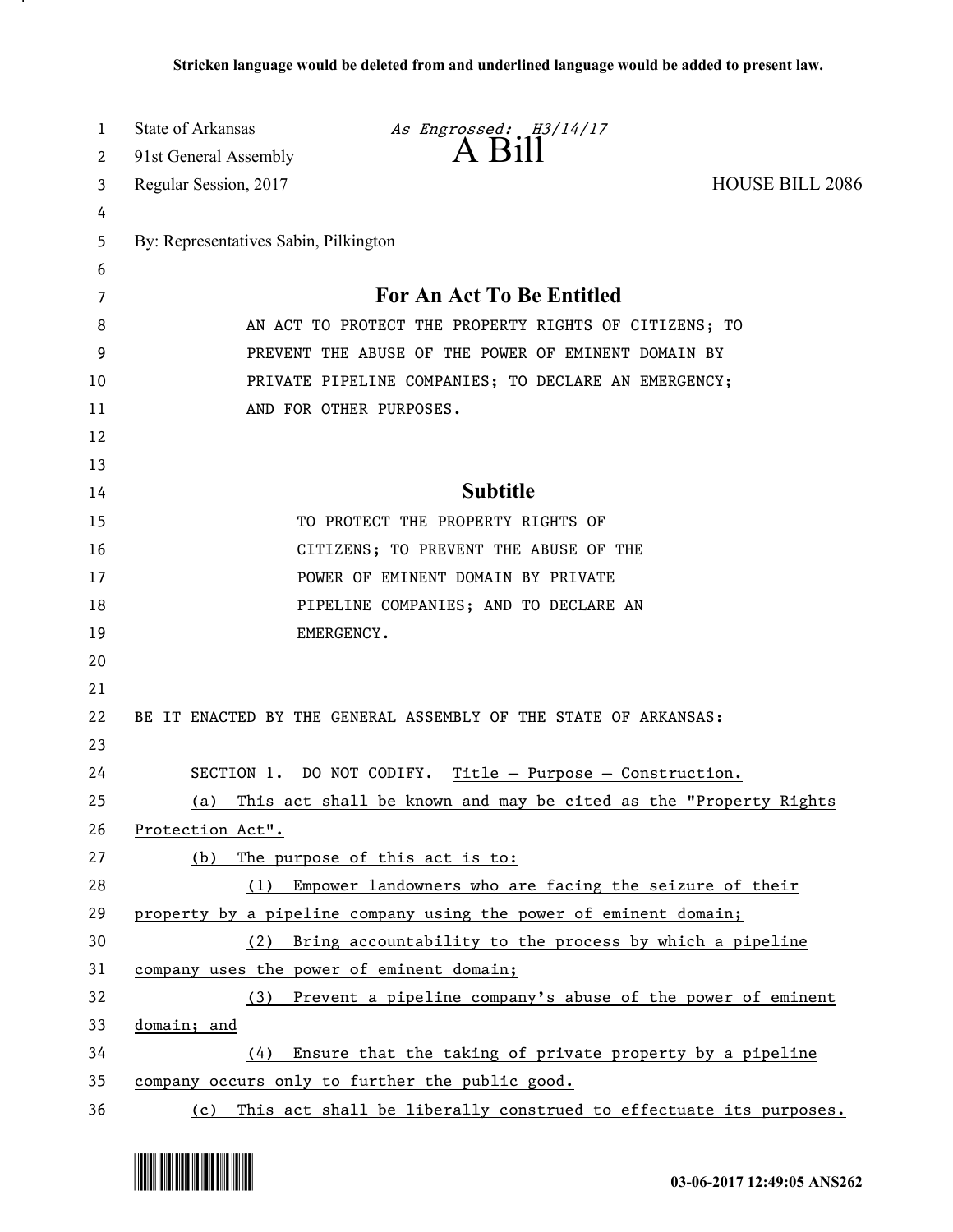Stricken language would be deleted from and underlined language would be added to present law.

State of Arkansas *As Engrossed: H3/14/17*
91st General Assembly **A Bill**
Regular Session, 2017 HOUSE BILL 2086

By: Representatives Sabin, Pilkington

## For An Act To Be Entitled

AN ACT TO PROTECT THE PROPERTY RIGHTS OF CITIZENS; TO PREVENT THE ABUSE OF THE POWER OF EMINENT DOMAIN BY PRIVATE PIPELINE COMPANIES; TO DECLARE AN EMERGENCY; AND FOR OTHER PURPOSES.

## Subtitle

TO PROTECT THE PROPERTY RIGHTS OF CITIZENS; TO PREVENT THE ABUSE OF THE POWER OF EMINENT DOMAIN BY PRIVATE PIPELINE COMPANIES; AND TO DECLARE AN EMERGENCY.

BE IT ENACTED BY THE GENERAL ASSEMBLY OF THE STATE OF ARKANSAS:

SECTION 1. DO NOT CODIFY. <u>Title — Purpose — Construction.</u>

<u>(a) This act shall be known and may be cited as the "Property Rights Protection Act".</u>

<u>(b) The purpose of this act is to:</u>

<u>(1) Empower landowners who are facing the seizure of their property by a pipeline company using the power of eminent domain;</u>

<u>(2) Bring accountability to the process by which a pipeline company uses the power of eminent domain;</u>

<u>(3) Prevent a pipeline company's abuse of the power of eminent domain; and</u>

<u>(4) Ensure that the taking of private property by a pipeline company occurs only to further the public good.</u>

<u>(c) This act shall be liberally construed to effectuate its purposes.</u>

03-06-2017 12:49:05 ANS262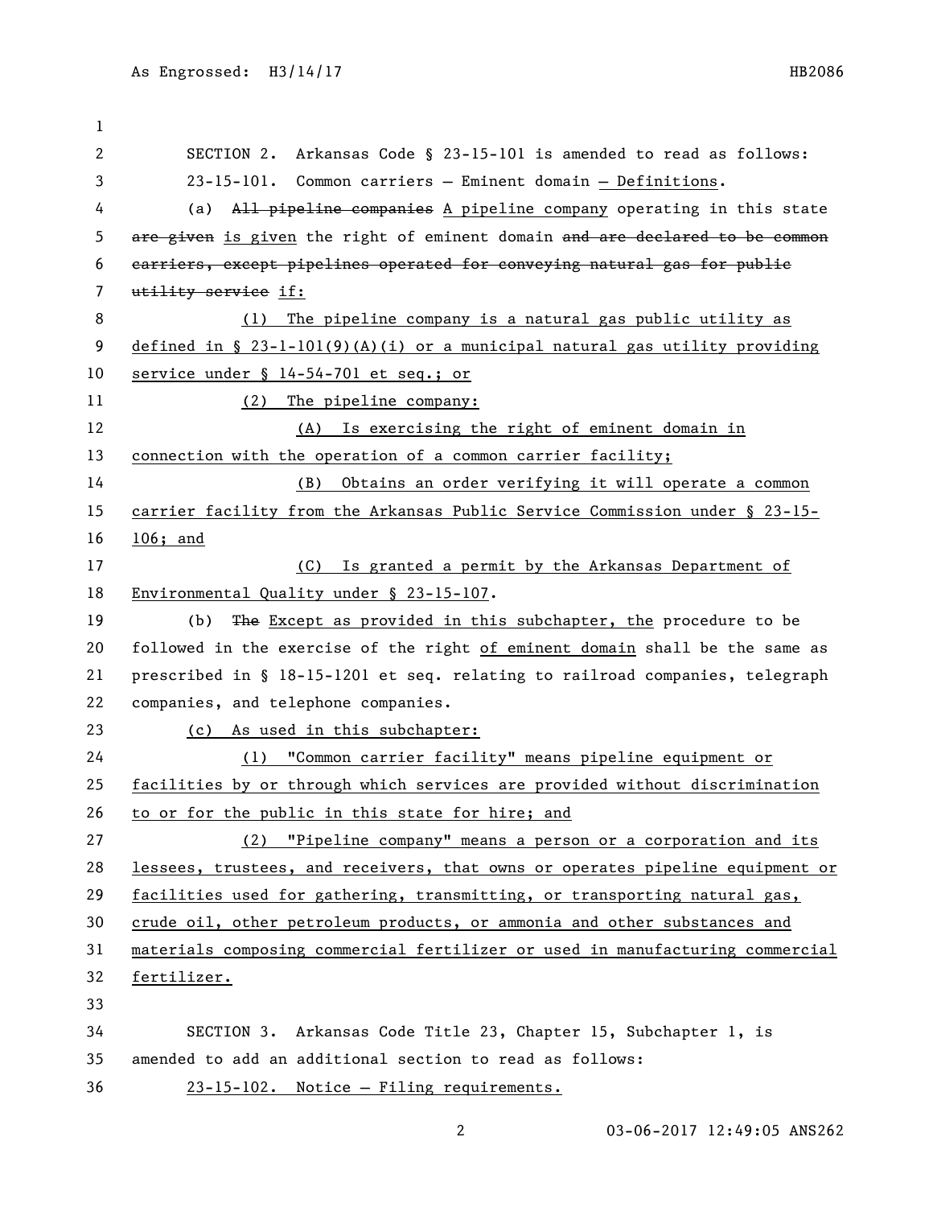SECTION 2. Arkansas Code § 23-15-101 is amended to read as follows:

23-15-101. Common carriers — Eminent domain — Definitions.

(a) ~~All pipeline companies~~ A pipeline company operating in this state ~~are given~~ is given the right of eminent domain ~~and are declared to be common carriers, except pipelines operated for conveying natural gas for public utility service~~ if:

(1) The pipeline company is a natural gas public utility as defined in § 23-1-101(9)(A)(i) or a municipal natural gas utility providing service under § 14-54-701 et seq.; or

(2) The pipeline company:

(A) Is exercising the right of eminent domain in connection with the operation of a common carrier facility;

(B) Obtains an order verifying it will operate a common carrier facility from the Arkansas Public Service Commission under § 23-15-106; and

(C) Is granted a permit by the Arkansas Department of Environmental Quality under § 23-15-107.

(b) ~~The~~ Except as provided in this subchapter, the procedure to be followed in the exercise of the right of eminent domain shall be the same as prescribed in § 18-15-1201 et seq. relating to railroad companies, telegraph companies, and telephone companies.

(c) As used in this subchapter:

(1) "Common carrier facility" means pipeline equipment or facilities by or through which services are provided without discrimination to or for the public in this state for hire; and

(2) "Pipeline company" means a person or a corporation and its lessees, trustees, and receivers, that owns or operates pipeline equipment or facilities used for gathering, transmitting, or transporting natural gas, crude oil, other petroleum products, or ammonia and other substances and materials composing commercial fertilizer or used in manufacturing commercial fertilizer.

SECTION 3. Arkansas Code Title 23, Chapter 15, Subchapter 1, is amended to add an additional section to read as follows:

23-15-102. Notice — Filing requirements.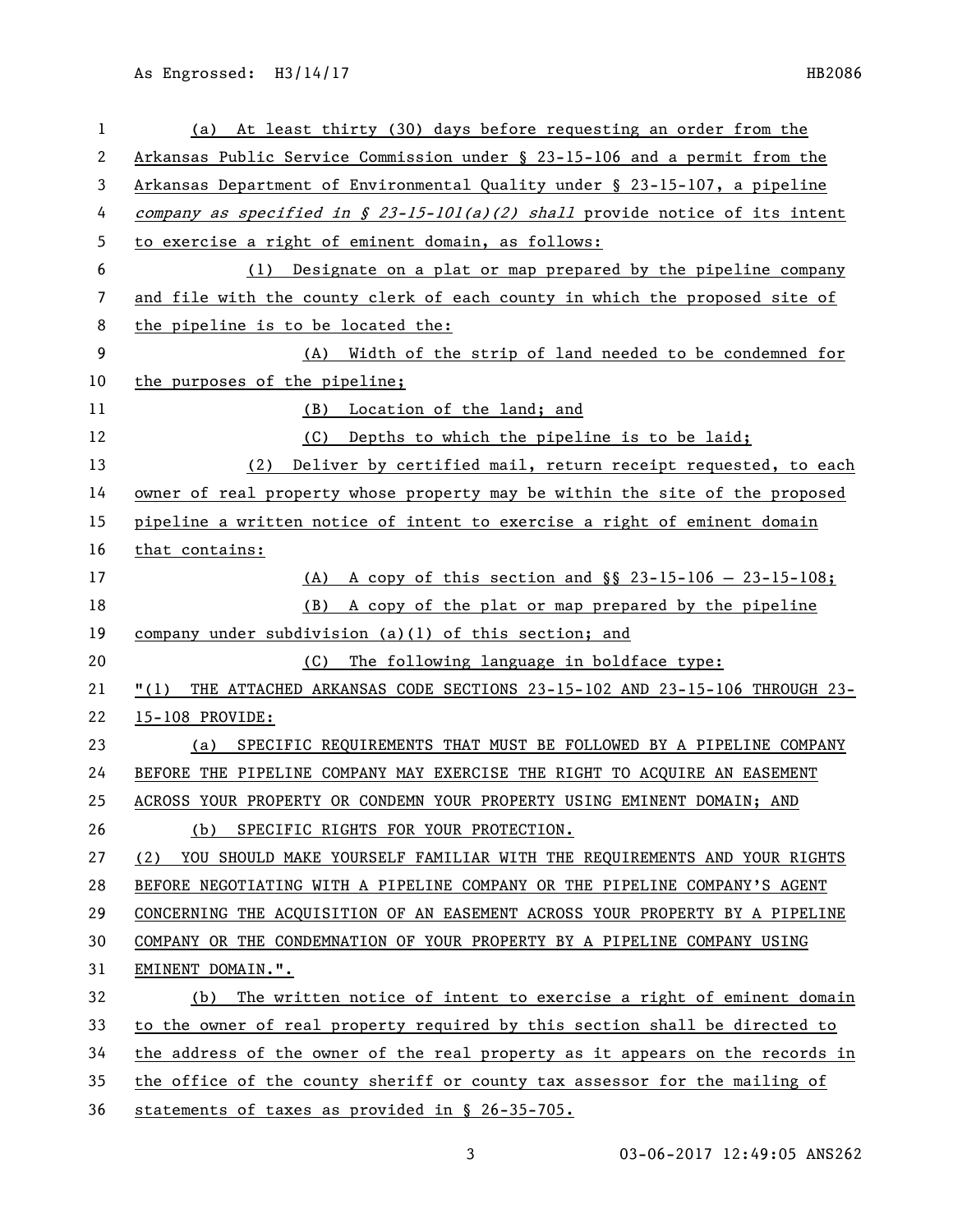(a) At least thirty (30) days before requesting an order from the Arkansas Public Service Commission under § 23-15-106 and a permit from the Arkansas Department of Environmental Quality under § 23-15-107, a pipeline *company as specified in § 23-15-101(a)(2) shall* provide notice of its intent to exercise a right of eminent domain, as follows:

(1) Designate on a plat or map prepared by the pipeline company and file with the county clerk of each county in which the proposed site of the pipeline is to be located the:

(A) Width of the strip of land needed to be condemned for the purposes of the pipeline;

(B) Location of the land; and

(C) Depths to which the pipeline is to be laid;

(2) Deliver by certified mail, return receipt requested, to each owner of real property whose property may be within the site of the proposed pipeline a written notice of intent to exercise a right of eminent domain that contains:

(A) A copy of this section and §§ 23-15-106 — 23-15-108;

(B) A copy of the plat or map prepared by the pipeline company under subdivision (a)(1) of this section; and

(C) The following language in boldface type:

"(1) THE ATTACHED ARKANSAS CODE SECTIONS 23-15-102 AND 23-15-106 THROUGH 23-15-108 PROVIDE:

(a) SPECIFIC REQUIREMENTS THAT MUST BE FOLLOWED BY A PIPELINE COMPANY BEFORE THE PIPELINE COMPANY MAY EXERCISE THE RIGHT TO ACQUIRE AN EASEMENT ACROSS YOUR PROPERTY OR CONDEMN YOUR PROPERTY USING EMINENT DOMAIN; AND

(b) SPECIFIC RIGHTS FOR YOUR PROTECTION.

(2) YOU SHOULD MAKE YOURSELF FAMILIAR WITH THE REQUIREMENTS AND YOUR RIGHTS BEFORE NEGOTIATING WITH A PIPELINE COMPANY OR THE PIPELINE COMPANY'S AGENT CONCERNING THE ACQUISITION OF AN EASEMENT ACROSS YOUR PROPERTY BY A PIPELINE COMPANY OR THE CONDEMNATION OF YOUR PROPERTY BY A PIPELINE COMPANY USING EMINENT DOMAIN.".

(b) The written notice of intent to exercise a right of eminent domain to the owner of real property required by this section shall be directed to the address of the owner of the real property as it appears on the records in the office of the county sheriff or county tax assessor for the mailing of statements of taxes as provided in § 26-35-705.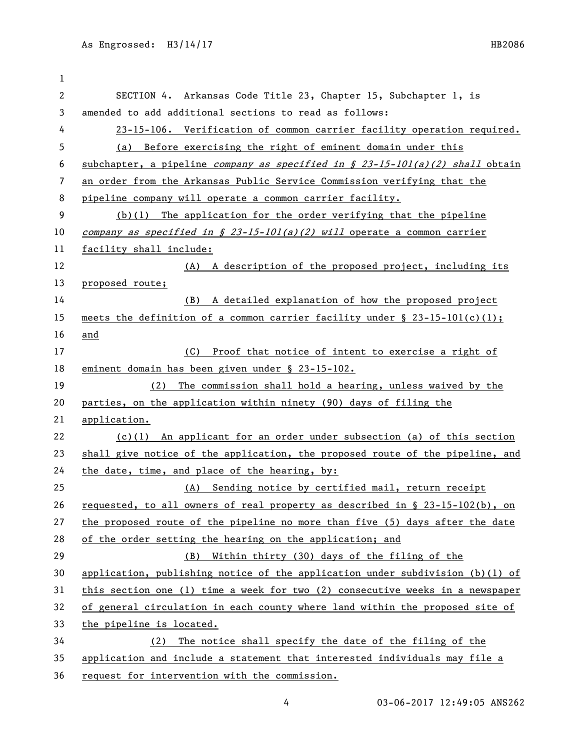SECTION 4. Arkansas Code Title 23, Chapter 15, Subchapter 1, is amended to add additional sections to read as follows:

23-15-106. Verification of common carrier facility operation required.

(a) Before exercising the right of eminent domain under this subchapter, a pipeline *company as specified in § 23-15-101(a)(2) shall* obtain an order from the Arkansas Public Service Commission verifying that the pipeline company will operate a common carrier facility.

(b)(1) The application for the order verifying that the pipeline *company as specified in § 23-15-101(a)(2) will* operate a common carrier facility shall include:

(A) A description of the proposed project, including its proposed route;

(B) A detailed explanation of how the proposed project meets the definition of a common carrier facility under § 23-15-101(c)(1); and

(C) Proof that notice of intent to exercise a right of eminent domain has been given under § 23-15-102.

(2) The commission shall hold a hearing, unless waived by the parties, on the application within ninety (90) days of filing the application.

(c)(1) An applicant for an order under subsection (a) of this section shall give notice of the application, the proposed route of the pipeline, and the date, time, and place of the hearing, by:

(A) Sending notice by certified mail, return receipt requested, to all owners of real property as described in § 23-15-102(b), on the proposed route of the pipeline no more than five (5) days after the date of the order setting the hearing on the application; and

(B) Within thirty (30) days of the filing of the application, publishing notice of the application under subdivision (b)(1) of this section one (1) time a week for two (2) consecutive weeks in a newspaper of general circulation in each county where land within the proposed site of the pipeline is located.

(2) The notice shall specify the date of the filing of the application and include a statement that interested individuals may file a request for intervention with the commission.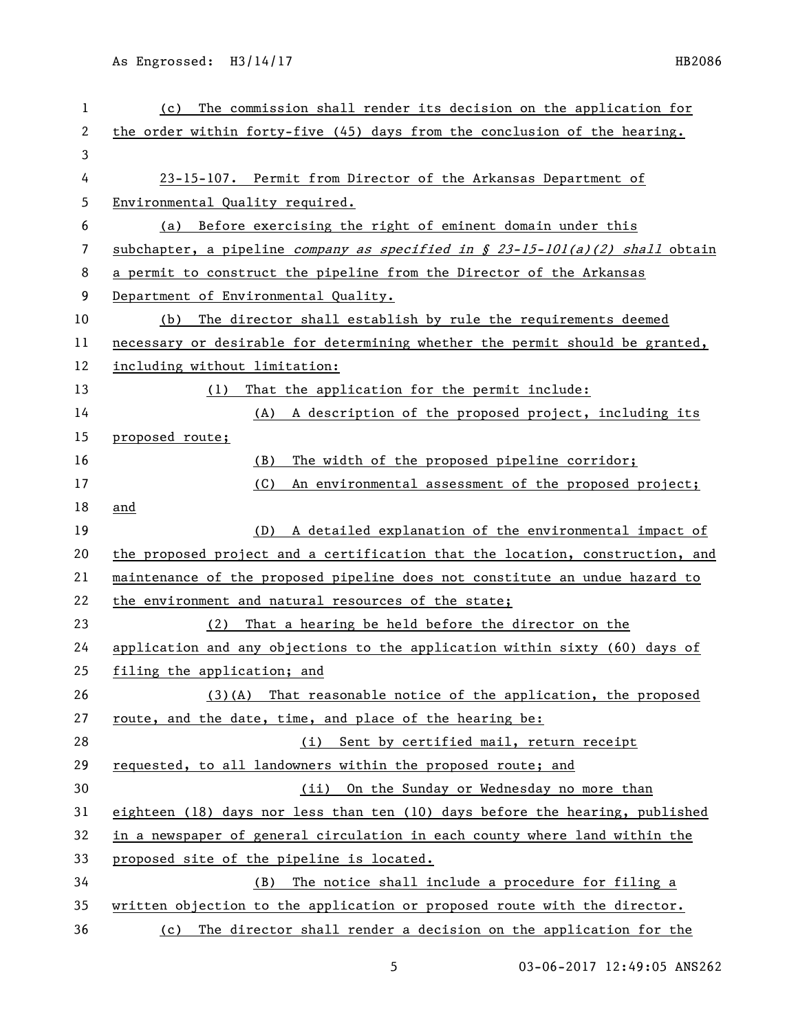(c) The commission shall render its decision on the application for the order within forty-five (45) days from the conclusion of the hearing.

23-15-107. Permit from Director of the Arkansas Department of Environmental Quality required.

(a) Before exercising the right of eminent domain under this subchapter, a pipeline *company as specified in § 23-15-101(a)(2) shall* obtain a permit to construct the pipeline from the Director of the Arkansas Department of Environmental Quality.

(b) The director shall establish by rule the requirements deemed necessary or desirable for determining whether the permit should be granted, including without limitation:

(1) That the application for the permit include:

(A) A description of the proposed project, including its proposed route;

(B) The width of the proposed pipeline corridor;

(C) An environmental assessment of the proposed project; and

(D) A detailed explanation of the environmental impact of the proposed project and a certification that the location, construction, and maintenance of the proposed pipeline does not constitute an undue hazard to the environment and natural resources of the state;

(2) That a hearing be held before the director on the application and any objections to the application within sixty (60) days of filing the application; and

(3)(A) That reasonable notice of the application, the proposed route, and the date, time, and place of the hearing be:

(i) Sent by certified mail, return receipt requested, to all landowners within the proposed route; and

(ii) On the Sunday or Wednesday no more than eighteen (18) days nor less than ten (10) days before the hearing, published in a newspaper of general circulation in each county where land within the proposed site of the pipeline is located.

(B) The notice shall include a procedure for filing a written objection to the application or proposed route with the director.

(c) The director shall render a decision on the application for the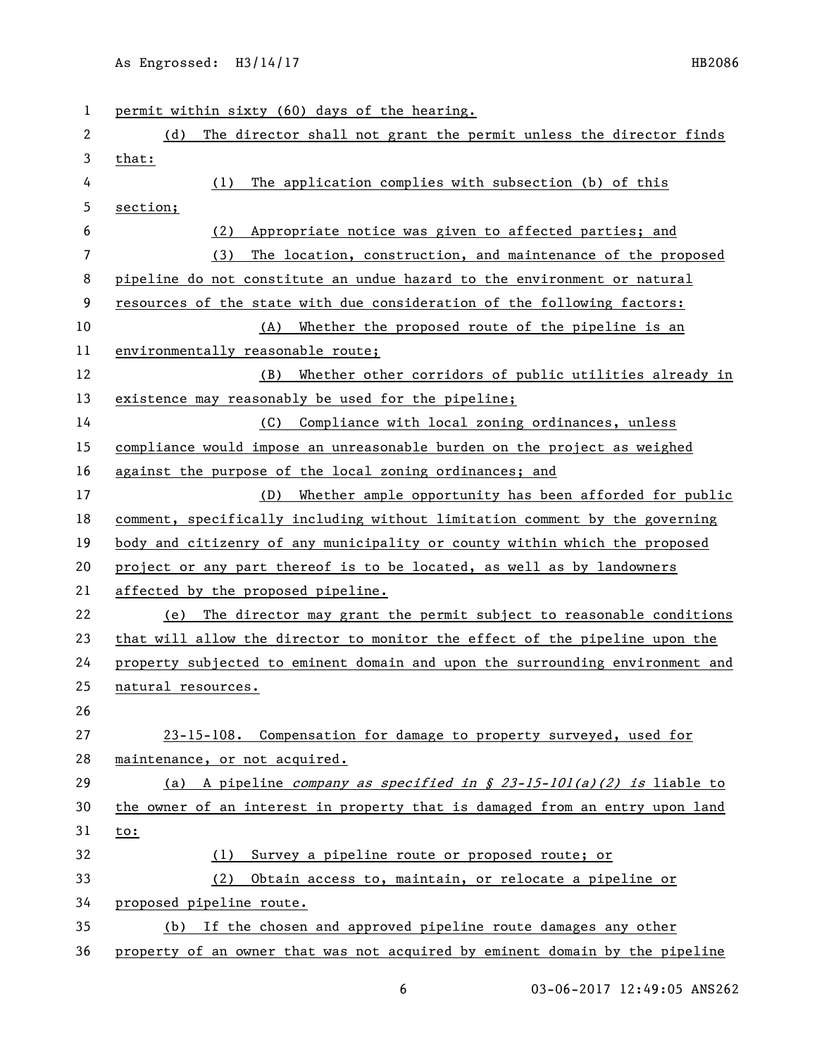permit within sixty (60) days of the hearing.

(d) The director shall not grant the permit unless the director finds that:

(1) The application complies with subsection (b) of this section;

(2) Appropriate notice was given to affected parties; and

(3) The location, construction, and maintenance of the proposed pipeline do not constitute an undue hazard to the environment or natural resources of the state with due consideration of the following factors:

(A) Whether the proposed route of the pipeline is an environmentally reasonable route;

(B) Whether other corridors of public utilities already in existence may reasonably be used for the pipeline;

(C) Compliance with local zoning ordinances, unless compliance would impose an unreasonable burden on the project as weighed against the purpose of the local zoning ordinances; and

(D) Whether ample opportunity has been afforded for public comment, specifically including without limitation comment by the governing body and citizenry of any municipality or county within which the proposed project or any part thereof is to be located, as well as by landowners affected by the proposed pipeline.

(e) The director may grant the permit subject to reasonable conditions that will allow the director to monitor the effect of the pipeline upon the property subjected to eminent domain and upon the surrounding environment and natural resources.

23-15-108. Compensation for damage to property surveyed, used for maintenance, or not acquired.

(a) A pipeline *company as specified in § 23-15-101(a)(2) is* liable to the owner of an interest in property that is damaged from an entry upon land to:

(1) Survey a pipeline route or proposed route; or

(2) Obtain access to, maintain, or relocate a pipeline or proposed pipeline route.

(b) If the chosen and approved pipeline route damages any other property of an owner that was not acquired by eminent domain by the pipeline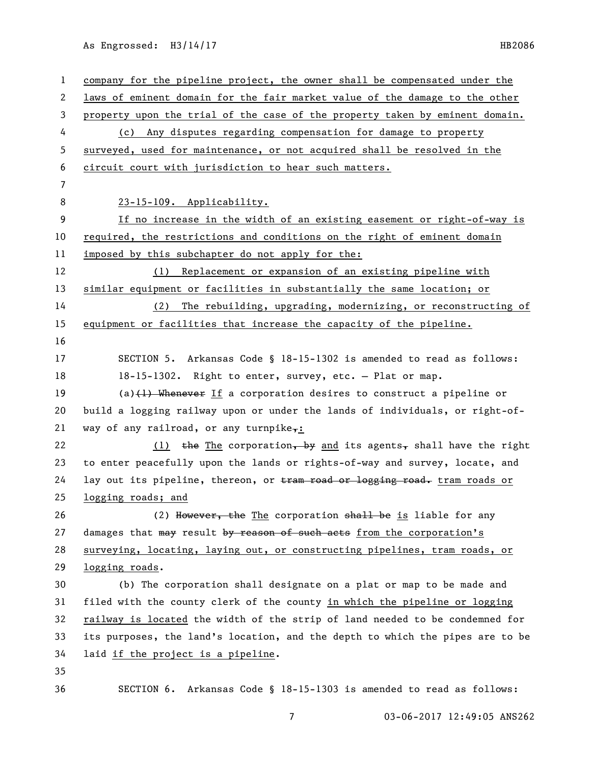company for the pipeline project, the owner shall be compensated under the laws of eminent domain for the fair market value of the damage to the other property upon the trial of the case of the property taken by eminent domain.

(c) Any disputes regarding compensation for damage to property surveyed, used for maintenance, or not acquired shall be resolved in the circuit court with jurisdiction to hear such matters.

23-15-109. Applicability.

If no increase in the width of an existing easement or right-of-way is required, the restrictions and conditions on the right of eminent domain imposed by this subchapter do not apply for the:

(1) Replacement or expansion of an existing pipeline with similar equipment or facilities in substantially the same location; or

(2) The rebuilding, upgrading, modernizing, or reconstructing of equipment or facilities that increase the capacity of the pipeline.

SECTION 5. Arkansas Code § 18-15-1302 is amended to read as follows:

18-15-1302. Right to enter, survey, etc. — Plat or map.

(a) ~~(1) Whenever~~ If a corporation desires to construct a pipeline or build a logging railway upon or under the lands of individuals, or right-of-way of any railroad, or any turnpike~~,~~:

(1) ~~the~~ The corporation~~, by~~ and its agents~~,~~ shall have the right to enter peacefully upon the lands or rights-of-way and survey, locate, and lay out its pipeline, thereon, or ~~tram road or logging road.~~ tram roads or logging roads; and

(2) ~~However, the~~ The corporation ~~shall be~~ is liable for any damages that ~~may~~ result ~~by reason of such acts~~ from the corporation's surveying, locating, laying out, or constructing pipelines, tram roads, or logging roads.

(b) The corporation shall designate on a plat or map to be made and filed with the county clerk of the county in which the pipeline or logging railway is located the width of the strip of land needed to be condemned for its purposes, the land's location, and the depth to which the pipes are to be laid if the project is a pipeline.

SECTION 6. Arkansas Code § 18-15-1303 is amended to read as follows: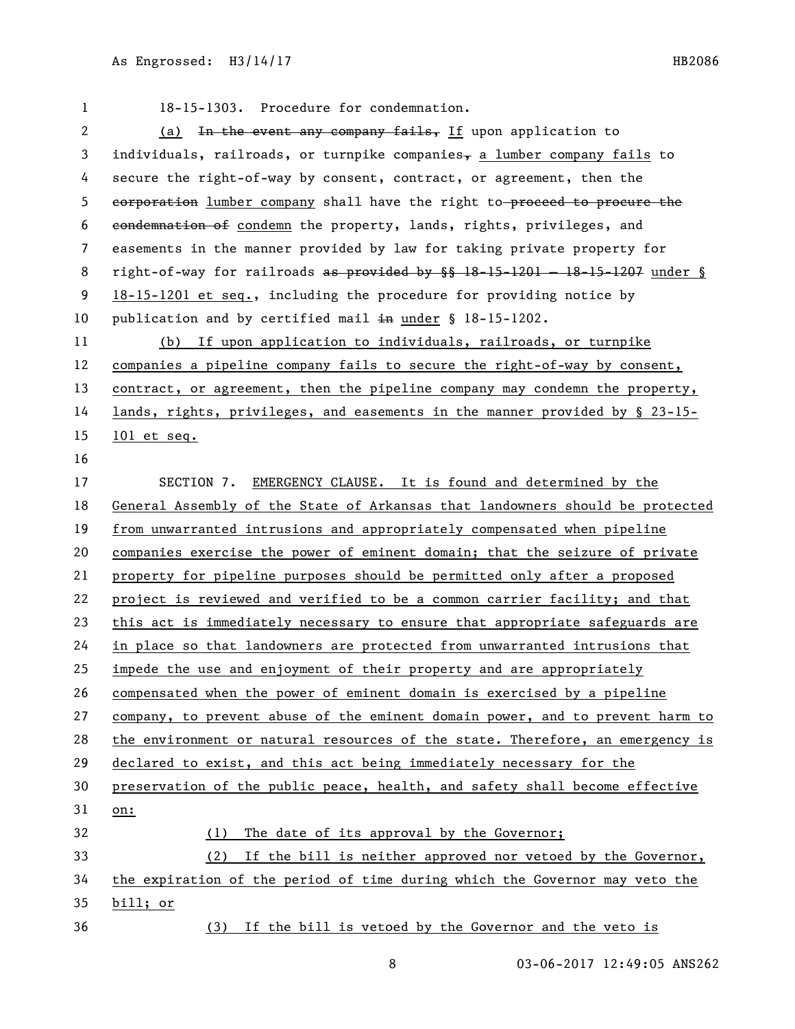18-15-1303. Procedure for condemnation.

(a) ~~In the event any company fails,~~ If upon application to individuals, railroads, or turnpike companies~~,~~ a lumber company fails to secure the right-of-way by consent, contract, or agreement, then the ~~corporation~~ lumber company shall have the right to ~~proceed to procure the condemnation of~~ condemn the property, lands, rights, privileges, and easements in the manner provided by law for taking private property for right-of-way for railroads ~~as provided by §§ 18-15-1201 — 18-15-1207~~ under § 18-15-1201 et seq., including the procedure for providing notice by publication and by certified mail ~~in~~ under § 18-15-1202.

(b) If upon application to individuals, railroads, or turnpike companies a pipeline company fails to secure the right-of-way by consent, contract, or agreement, then the pipeline company may condemn the property, lands, rights, privileges, and easements in the manner provided by § 23-15-101 et seq.

SECTION 7. EMERGENCY CLAUSE. It is found and determined by the General Assembly of the State of Arkansas that landowners should be protected from unwarranted intrusions and appropriately compensated when pipeline companies exercise the power of eminent domain; that the seizure of private property for pipeline purposes should be permitted only after a proposed project is reviewed and verified to be a common carrier facility; and that this act is immediately necessary to ensure that appropriate safeguards are in place so that landowners are protected from unwarranted intrusions that impede the use and enjoyment of their property and are appropriately compensated when the power of eminent domain is exercised by a pipeline company, to prevent abuse of the eminent domain power, and to prevent harm to the environment or natural resources of the state. Therefore, an emergency is declared to exist, and this act being immediately necessary for the preservation of the public peace, health, and safety shall become effective on:

(1) The date of its approval by the Governor;

(2) If the bill is neither approved nor vetoed by the Governor, the expiration of the period of time during which the Governor may veto the bill; or

(3) If the bill is vetoed by the Governor and the veto is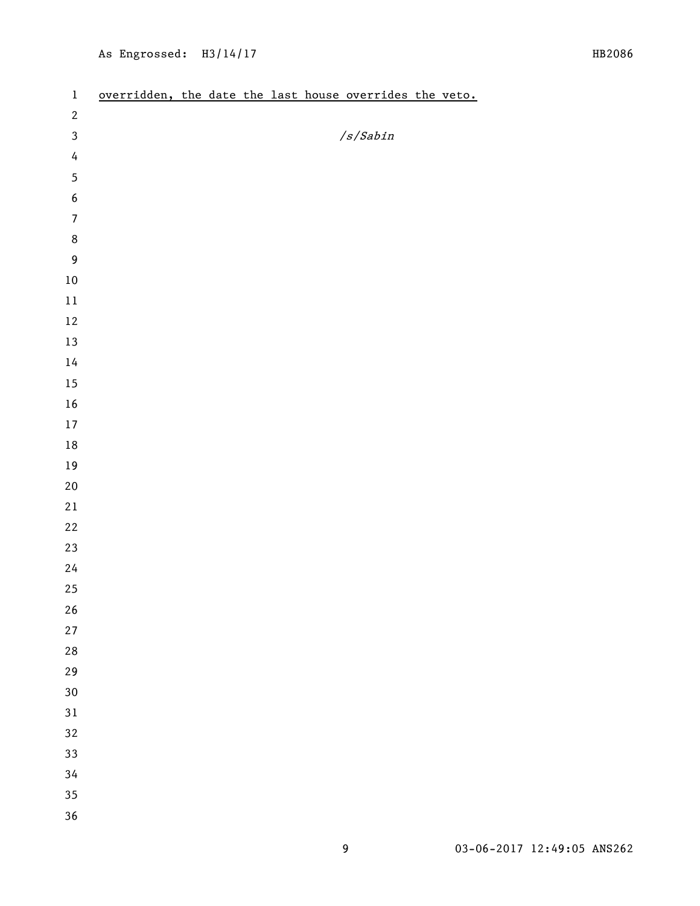<u>overridden, the date the last house overrides the veto.</u>

*/s/Sabin*